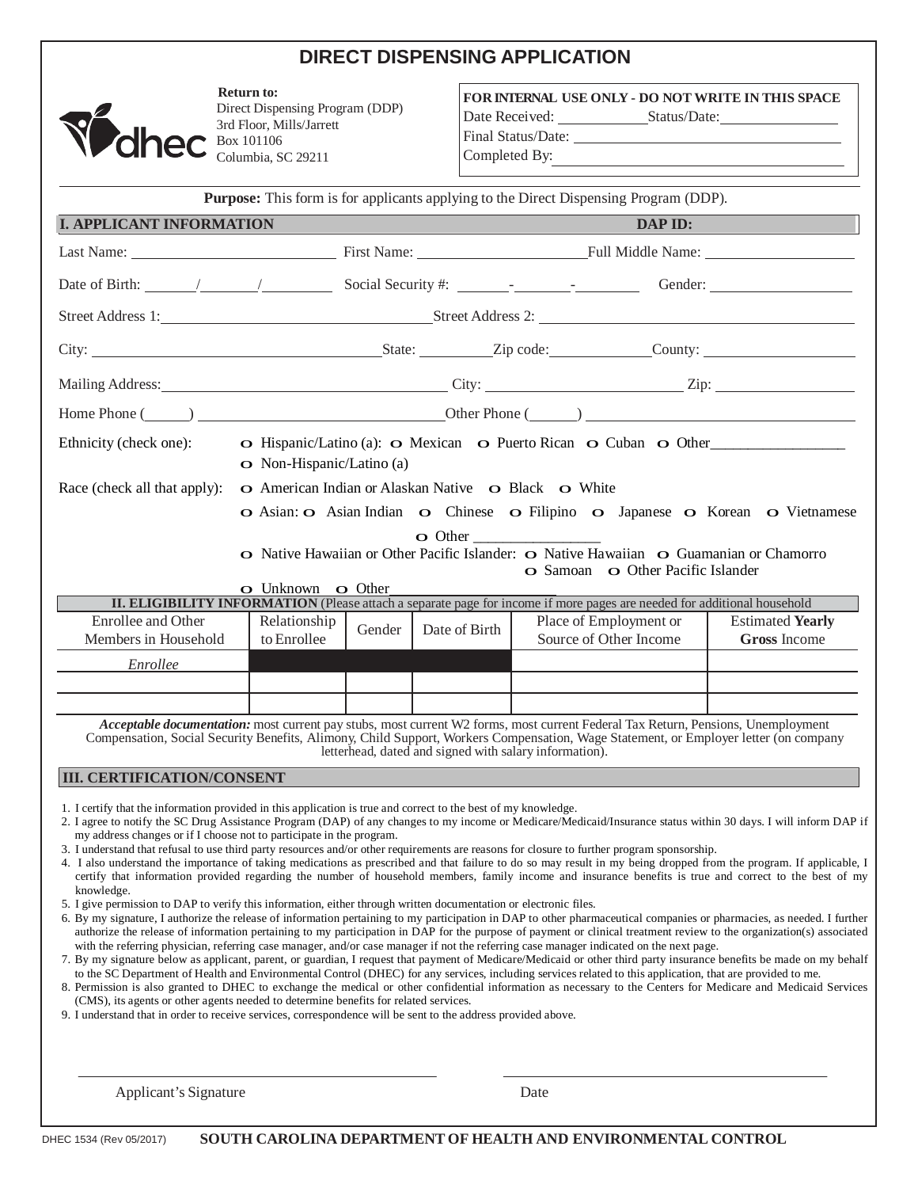# DIRECT DISPENSING APPLICATION

dhec

**Return to:**
Direct Dispensing Program (DDP)
3rd Floor, Mills/Jarrett
Box 101106
Columbia, SC 29211

**FOR INTERNAL USE ONLY - DO NOT WRITE IN THIS SPACE**
Date Received: ____________ Status/Date: ______________
Final Status/Date: ______________________________
Completed By: ______________________________

**Purpose:** This form is for applicants applying to the Direct Dispensing Program (DDP).

## I. APPLICANT INFORMATION — DAP ID:

Last Name: ______________________ First Name: ____________________ Full Middle Name: __________________

Date of Birth: _____/_____/_______ Social Security #: _____-_____-______ Gender: ______________

Street Address 1: ____________________________ Street Address 2: ________________________________

City: ______________________________ State: ________ Zip code: __________ County: ________________

Mailing Address: ______________________________ City: ______________________ Zip: ______________

Home Phone (_____) ______________________________ Other Phone (_____) ______________________________

Ethnicity (check one): ○ Hispanic/Latino (a): ○ Mexican ○ Puerto Rican ○ Cuban ○ Other________________
○ Non-Hispanic/Latino (a)

Race (check all that apply): ○ American Indian or Alaskan Native ○ Black ○ White
○ Asian: ○ Asian Indian ○ Chinese ○ Filipino ○ Japanese ○ Korean ○ Vietnamese
○ Other ________________
○ Native Hawaiian or Other Pacific Islander: ○ Native Hawaiian ○ Guamanian or Chamorro
○ Samoan ○ Other Pacific Islander
○ Unknown ○ Other________________

## II. ELIGIBILITY INFORMATION (Please attach a separate page for income if more pages are needed for additional household

| Enrollee and Other Members in Household | Relationship to Enrollee | Gender | Date of Birth | Place of Employment or Source of Other Income | Estimated **Yearly Gross** Income |
|---|---|---|---|---|---|
| *Enrollee* | | | | | |
| | | | | | |
| | | | | | |

***Acceptable documentation:*** most current pay stubs, most current W2 forms, most current Federal Tax Return, Pensions, Unemployment Compensation, Social Security Benefits, Alimony, Child Support, Workers Compensation, Wage Statement, or Employer letter (on company letterhead, dated and signed with salary information).

## III. CERTIFICATION/CONSENT

1. I certify that the information provided in this application is true and correct to the best of my knowledge.
2. I agree to notify the SC Drug Assistance Program (DAP) of any changes to my income or Medicare/Medicaid/Insurance status within 30 days. I will inform DAP if my address changes or if I choose not to participate in the program.
3. I understand that refusal to use third party resources and/or other requirements are reasons for closure to further program sponsorship.
4. I also understand the importance of taking medications as prescribed and that failure to do so may result in my being dropped from the program. If applicable, I certify that information provided regarding the number of household members, family income and insurance benefits is true and correct to the best of my knowledge.
5. I give permission to DAP to verify this information, either through written documentation or electronic files.
6. By my signature, I authorize the release of information pertaining to my participation in DAP to other pharmaceutical companies or pharmacies, as needed. I further authorize the release of information pertaining to my participation in DAP for the purpose of payment or clinical treatment review to the organization(s) associated with the referring physician, referring case manager, and/or case manager if not the referring case manager indicated on the next page.
7. By my signature below as applicant, parent, or guardian, I request that payment of Medicare/Medicaid or other third party insurance benefits be made on my behalf to the SC Department of Health and Environmental Control (DHEC) for any services, including services related to this application, that are provided to me.
8. Permission is also granted to DHEC to exchange the medical or other confidential information as necessary to the Centers for Medicare and Medicaid Services (CMS), its agents or other agents needed to determine benefits for related services.
9. I understand that in order to receive services, correspondence will be sent to the address provided above.

______________________________________ ______________________________________
Applicant's Signature Date

DHEC 1534 (Rev 05/2017) **SOUTH CAROLINA DEPARTMENT OF HEALTH AND ENVIRONMENTAL CONTROL**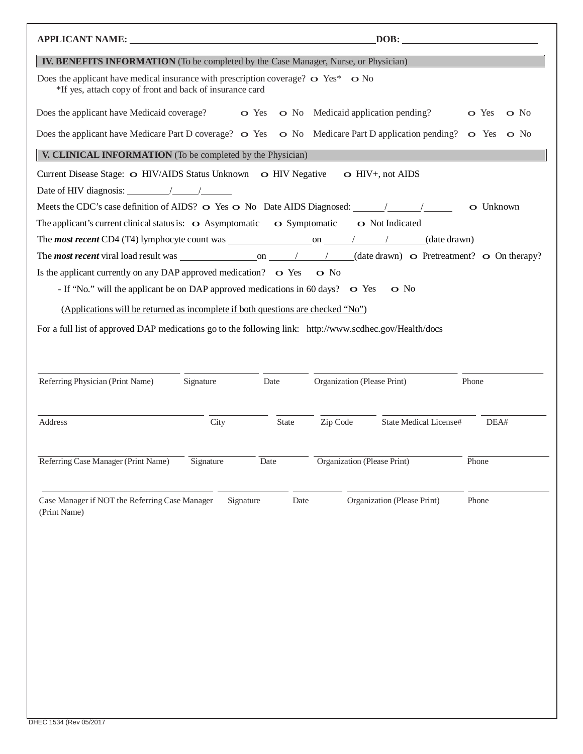**APPLICANT NAME:** ______________________________ **DOB:** ____________________

## IV. BENEFITS INFORMATION (To be completed by the Case Manager, Nurse, or Physician)

Does the applicant have medical insurance with prescription coverage? ○ Yes* ○ No
*If yes, attach copy of front and back of insurance card

Does the applicant have Medicaid coverage? ○ Yes ○ No Medicaid application pending? ○ Yes ○ No

Does the applicant have Medicare Part D coverage? ○ Yes ○ No Medicare Part D application pending? ○ Yes ○ No

## V. CLINICAL INFORMATION (To be completed by the Physician)

Current Disease Stage: ○ HIV/AIDS Status Unknown ○ HIV Negative ○ HIV+, not AIDS

Date of HIV diagnosis: ______/______/______

Meets the CDC's case definition of AIDS? ○ Yes ○ No Date AIDS Diagnosed: ______/______/______ ○ Unknown

The applicant's current clinical status is: ○ Asymptomatic ○ Symptomatic ○ Not Indicated

The ***most recent*** CD4 (T4) lymphocyte count was ______________ on ______/______/______ (date drawn)

The ***most recent*** viral load result was ______________ on ______/______/______ (date drawn) ○ Pretreatment? ○ On therapy?

Is the applicant currently on any DAP approved medication? ○ Yes ○ No

- If "No." will the applicant be on DAP approved medications in 60 days? ○ Yes ○ No

(Applications will be returned as incomplete if both questions are checked "No")

For a full list of approved DAP medications go to the following link: http://www.scdhec.gov/Health/docs

| Referring Physician (Print Name) | Signature | Date | Organization (Please Print) | Phone |
|---|---|---|---|---|
| | | | | |

| Address | City | State | Zip Code | State Medical License# | DEA# |
|---|---|---|---|---|---|
| | | | | | |

| Referring Case Manager (Print Name) | Signature | Date | Organization (Please Print) | Phone |
|---|---|---|---|---|
| | | | | |

| Case Manager if NOT the Referring Case Manager (Print Name) | Signature | Date | Organization (Please Print) | Phone |
|---|---|---|---|---|
| | | | | |

DHEC 1534 (Rev 05/2017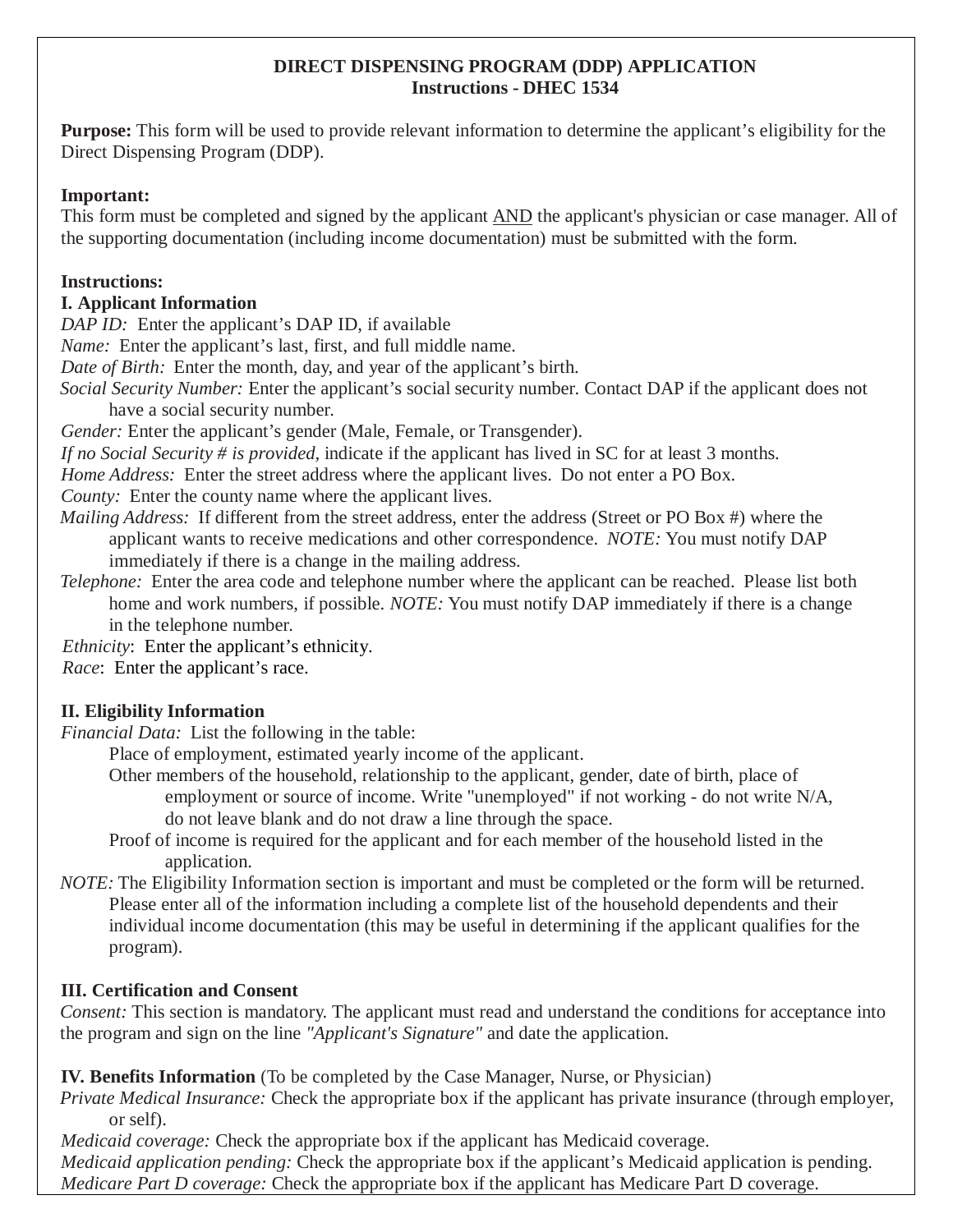# DIRECT DISPENSING PROGRAM (DDP) APPLICATION
## Instructions - DHEC 1534

**Purpose:** This form will be used to provide relevant information to determine the applicant's eligibility for the Direct Dispensing Program (DDP).

**Important:**
This form must be completed and signed by the applicant AND the applicant's physician or case manager. All of the supporting documentation (including income documentation) must be submitted with the form.

**Instructions:**

**I. Applicant Information**

*DAP ID:* Enter the applicant's DAP ID, if available
*Name:* Enter the applicant's last, first, and full middle name.
*Date of Birth:* Enter the month, day, and year of the applicant's birth.
*Social Security Number:* Enter the applicant's social security number. Contact DAP if the applicant does not have a social security number.
*Gender:* Enter the applicant's gender (Male, Female, or Transgender).
*If no Social Security # is provided,* indicate if the applicant has lived in SC for at least 3 months.
*Home Address:* Enter the street address where the applicant lives. Do not enter a PO Box.
*County:* Enter the county name where the applicant lives.
*Mailing Address:* If different from the street address, enter the address (Street or PO Box #) where the applicant wants to receive medications and other correspondence. *NOTE:* You must notify DAP immediately if there is a change in the mailing address.
*Telephone:* Enter the area code and telephone number where the applicant can be reached. Please list both home and work numbers, if possible. *NOTE:* You must notify DAP immediately if there is a change in the telephone number.
*Ethnicity*: Enter the applicant's ethnicity.
*Race*: Enter the applicant's race.

**II. Eligibility Information**

*Financial Data:* List the following in the table:
- Place of employment, estimated yearly income of the applicant.
- Other members of the household, relationship to the applicant, gender, date of birth, place of employment or source of income. Write "unemployed" if not working - do not write N/A, do not leave blank and do not draw a line through the space.
- Proof of income is required for the applicant and for each member of the household listed in the application.

*NOTE:* The Eligibility Information section is important and must be completed or the form will be returned. Please enter all of the information including a complete list of the household dependents and their individual income documentation (this may be useful in determining if the applicant qualifies for the program).

**III. Certification and Consent**

*Consent:* This section is mandatory. The applicant must read and understand the conditions for acceptance into the program and sign on the line *"Applicant's Signature"* and date the application.

**IV. Benefits Information** (To be completed by the Case Manager, Nurse, or Physician)

*Private Medical Insurance:* Check the appropriate box if the applicant has private insurance (through employer, or self).
*Medicaid coverage:* Check the appropriate box if the applicant has Medicaid coverage.
*Medicaid application pending:* Check the appropriate box if the applicant's Medicaid application is pending.
*Medicare Part D coverage:* Check the appropriate box if the applicant has Medicare Part D coverage.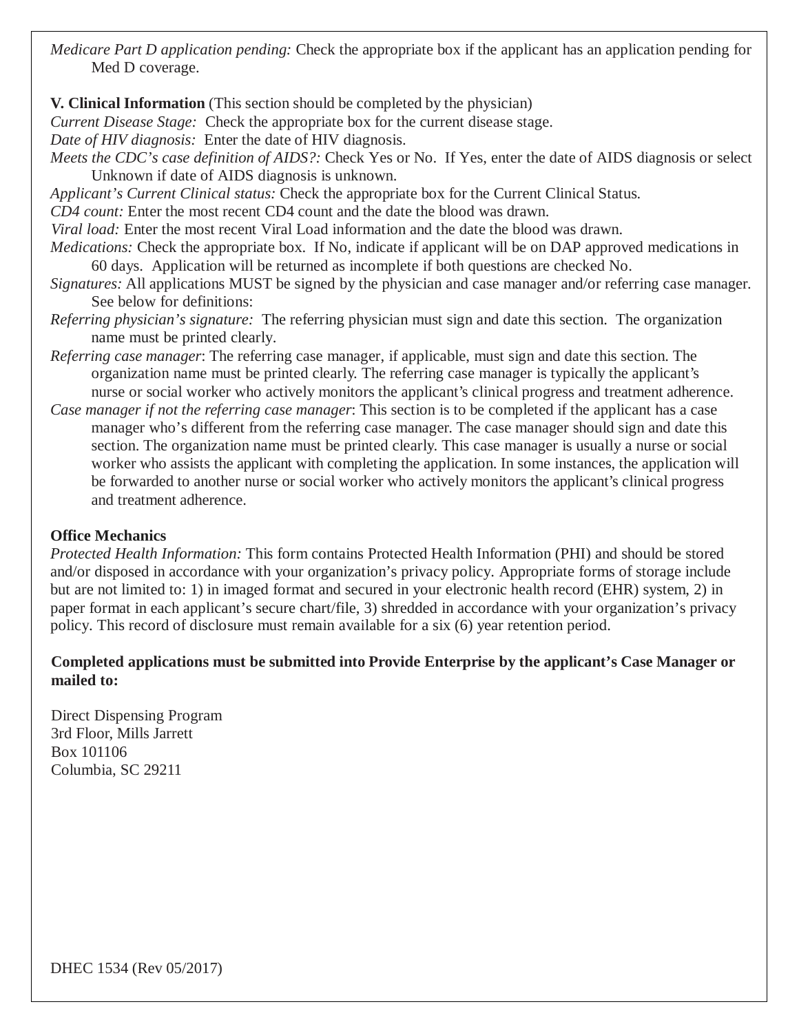*Medicare Part D application pending:* Check the appropriate box if the applicant has an application pending for Med D coverage.

**V. Clinical Information** (This section should be completed by the physician)

*Current Disease Stage:* Check the appropriate box for the current disease stage.

*Date of HIV diagnosis:* Enter the date of HIV diagnosis.

*Meets the CDC's case definition of AIDS?:* Check Yes or No. If Yes, enter the date of AIDS diagnosis or select Unknown if date of AIDS diagnosis is unknown.

*Applicant's Current Clinical status:* Check the appropriate box for the Current Clinical Status.

*CD4 count:* Enter the most recent CD4 count and the date the blood was drawn.

*Viral load:* Enter the most recent Viral Load information and the date the blood was drawn.

*Medications:* Check the appropriate box. If No, indicate if applicant will be on DAP approved medications in 60 days. Application will be returned as incomplete if both questions are checked No.

*Signatures:* All applications MUST be signed by the physician and case manager and/or referring case manager. See below for definitions:

*Referring physician's signature:* The referring physician must sign and date this section. The organization name must be printed clearly.

*Referring case manager*: The referring case manager, if applicable, must sign and date this section. The organization name must be printed clearly. The referring case manager is typically the applicant's nurse or social worker who actively monitors the applicant's clinical progress and treatment adherence.

*Case manager if not the referring case manager*: This section is to be completed if the applicant has a case manager who's different from the referring case manager. The case manager should sign and date this section. The organization name must be printed clearly. This case manager is usually a nurse or social worker who assists the applicant with completing the application. In some instances, the application will be forwarded to another nurse or social worker who actively monitors the applicant's clinical progress and treatment adherence.

**Office Mechanics**

*Protected Health Information:* This form contains Protected Health Information (PHI) and should be stored and/or disposed in accordance with your organization's privacy policy. Appropriate forms of storage include but are not limited to: 1) in imaged format and secured in your electronic health record (EHR) system, 2) in paper format in each applicant's secure chart/file, 3) shredded in accordance with your organization's privacy policy. This record of disclosure must remain available for a six (6) year retention period.

**Completed applications must be submitted into Provide Enterprise by the applicant's Case Manager or mailed to:**

Direct Dispensing Program
3rd Floor, Mills Jarrett
Box 101106
Columbia, SC 29211

DHEC 1534 (Rev 05/2017)